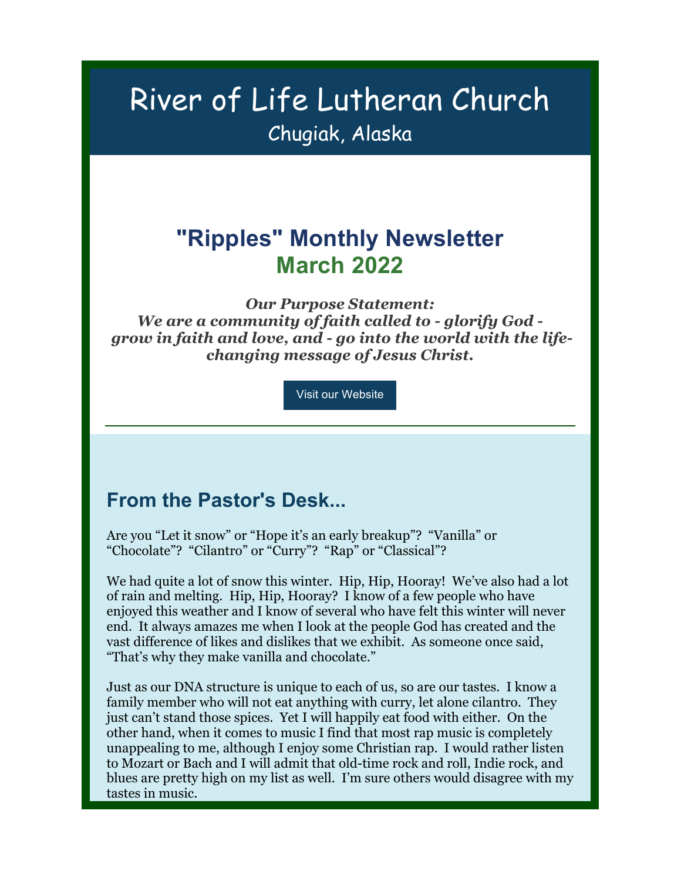# River of Life Lutheran Church

Chugiak, Alaska

## "Ripples" Monthly Newsletter
## March 2022

***Our Purpose Statement:***
***We are a community of faith called to - glorify God - grow in faith and love, and - go into the world with the life-changing message of Jesus Christ.***

Visit our Website

---

## From the Pastor's Desk...

Are you "Let it snow" or "Hope it's an early breakup"? "Vanilla" or "Chocolate"? "Cilantro" or "Curry"? "Rap" or "Classical"?

We had quite a lot of snow this winter. Hip, Hip, Hooray! We've also had a lot of rain and melting. Hip, Hip, Hooray? I know of a few people who have enjoyed this weather and I know of several who have felt this winter will never end. It always amazes me when I look at the people God has created and the vast difference of likes and dislikes that we exhibit. As someone once said, "That's why they make vanilla and chocolate."

Just as our DNA structure is unique to each of us, so are our tastes. I know a family member who will not eat anything with curry, let alone cilantro. They just can't stand those spices. Yet I will happily eat food with either. On the other hand, when it comes to music I find that most rap music is completely unappealing to me, although I enjoy some Christian rap. I would rather listen to Mozart or Bach and I will admit that old-time rock and roll, Indie rock, and blues are pretty high on my list as well. I'm sure others would disagree with my tastes in music.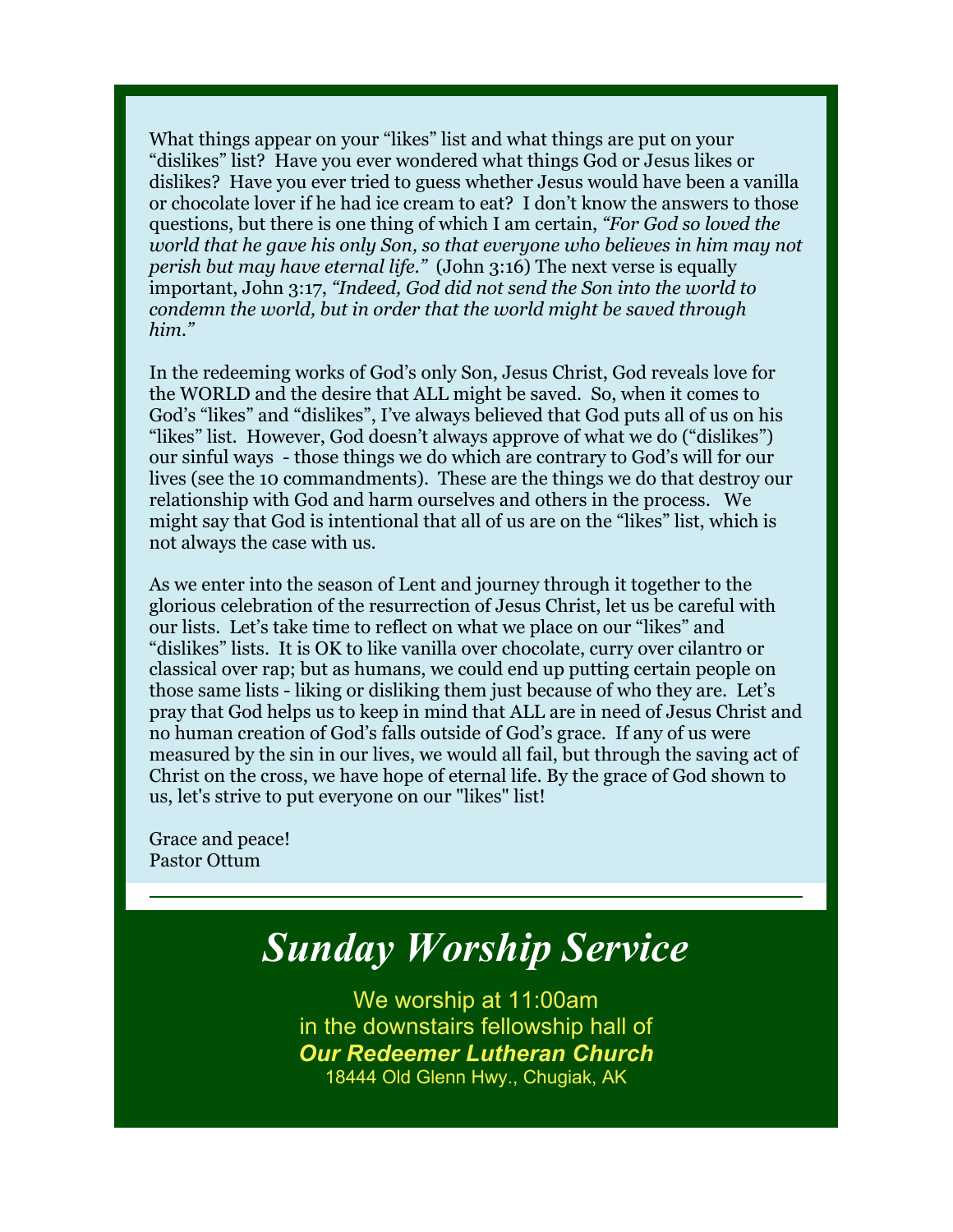What things appear on your "likes" list and what things are put on your "dislikes" list? Have you ever wondered what things God or Jesus likes or dislikes? Have you ever tried to guess whether Jesus would have been a vanilla or chocolate lover if he had ice cream to eat? I don't know the answers to those questions, but there is one thing of which I am certain, *"For God so loved the world that he gave his only Son, so that everyone who believes in him may not perish but may have eternal life."* (John 3:16) The next verse is equally important, John 3:17, *"Indeed, God did not send the Son into the world to condemn the world, but in order that the world might be saved through him."*

In the redeeming works of God's only Son, Jesus Christ, God reveals love for the WORLD and the desire that ALL might be saved. So, when it comes to God's "likes" and "dislikes", I've always believed that God puts all of us on his "likes" list. However, God doesn't always approve of what we do ("dislikes") our sinful ways - those things we do which are contrary to God's will for our lives (see the 10 commandments). These are the things we do that destroy our relationship with God and harm ourselves and others in the process. We might say that God is intentional that all of us are on the "likes" list, which is not always the case with us.

As we enter into the season of Lent and journey through it together to the glorious celebration of the resurrection of Jesus Christ, let us be careful with our lists. Let's take time to reflect on what we place on our "likes" and "dislikes" lists. It is OK to like vanilla over chocolate, curry over cilantro or classical over rap; but as humans, we could end up putting certain people on those same lists - liking or disliking them just because of who they are. Let's pray that God helps us to keep in mind that ALL are in need of Jesus Christ and no human creation of God's falls outside of God's grace. If any of us were measured by the sin in our lives, we would all fail, but through the saving act of Christ on the cross, we have hope of eternal life. By the grace of God shown to us, let's strive to put everyone on our "likes" list!

Grace and peace!
Pastor Ottum

---

# *Sunday Worship Service*

We worship at 11:00am
in the downstairs fellowship hall of
***Our Redeemer Lutheran Church***
18444 Old Glenn Hwy., Chugiak, AK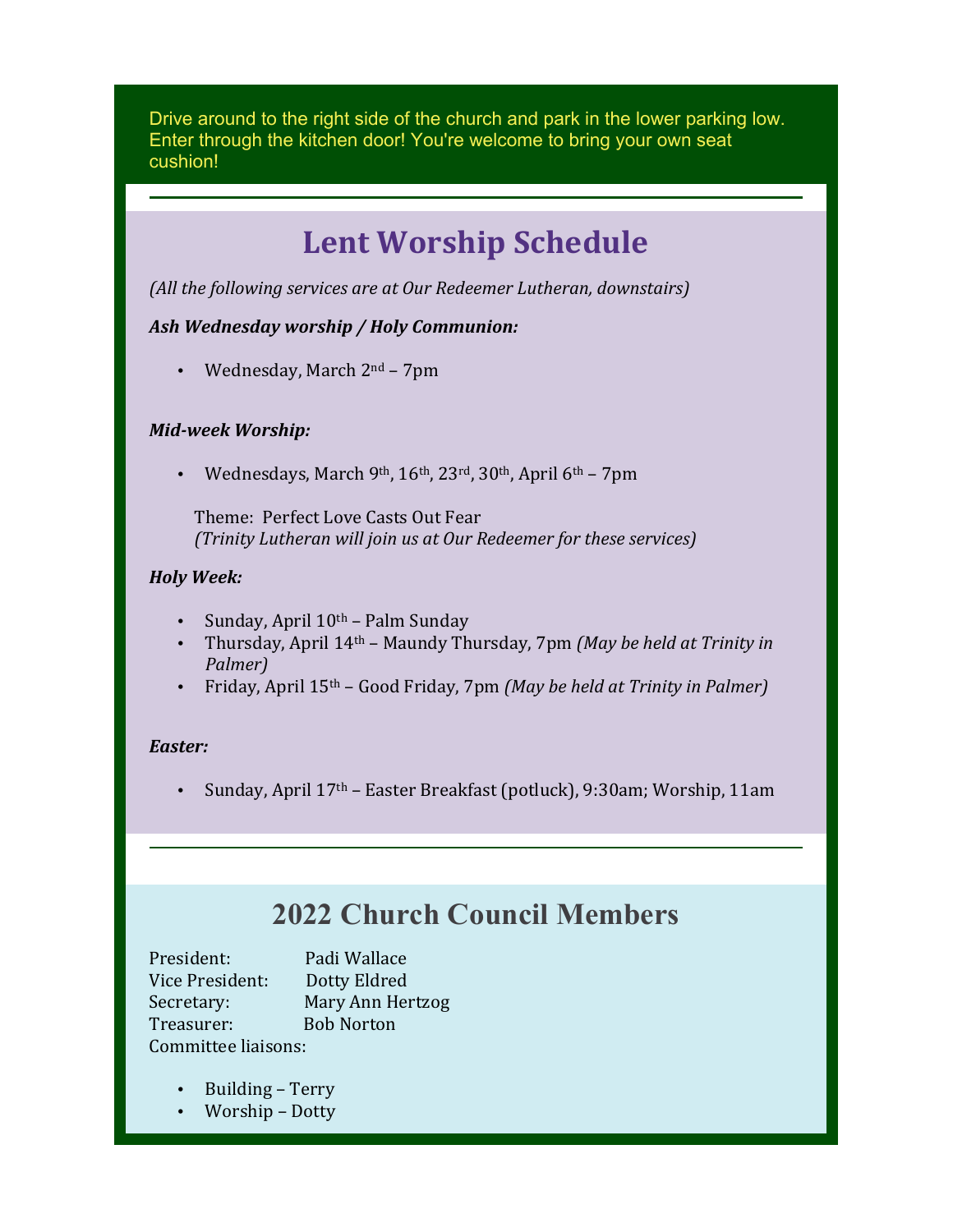Drive around to the right side of the church and park in the lower parking low. Enter through the kitchen door! You're welcome to bring your own seat cushion!

---

# Lent Worship Schedule

*(All the following services are at Our Redeemer Lutheran, downstairs)*

***Ash Wednesday worship / Holy Communion:***

- Wednesday, March 2nd – 7pm

***Mid-week Worship:***

- Wednesdays, March 9th, 16th, 23rd, 30th, April 6th – 7pm

  Theme: Perfect Love Casts Out Fear
  *(Trinity Lutheran will join us at Our Redeemer for these services)*

***Holy Week:***

- Sunday, April 10th – Palm Sunday
- Thursday, April 14th – Maundy Thursday, 7pm *(May be held at Trinity in Palmer)*
- Friday, April 15th – Good Friday, 7pm *(May be held at Trinity in Palmer)*

***Easter:***

- Sunday, April 17th – Easter Breakfast (potluck), 9:30am; Worship, 11am

---

# 2022 Church Council Members

President: Padi Wallace
Vice President: Dotty Eldred
Secretary: Mary Ann Hertzog
Treasurer: Bob Norton
Committee liaisons:

- Building – Terry
- Worship – Dotty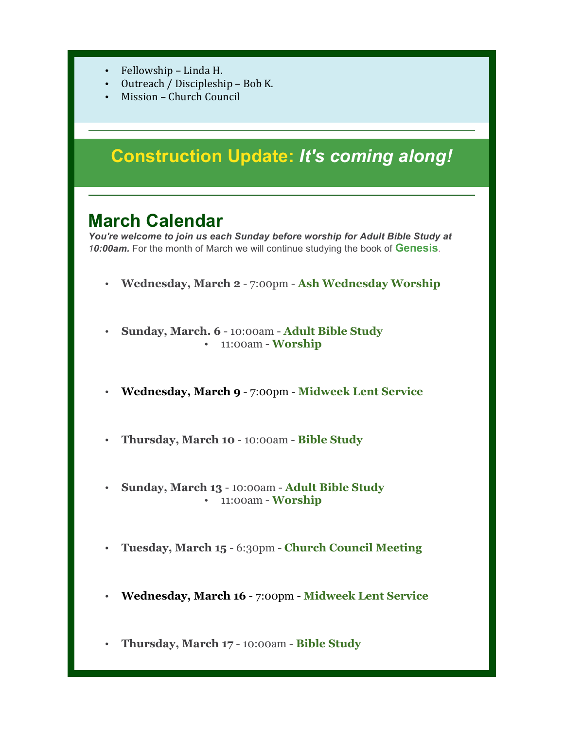- Fellowship – Linda H.
- Outreach / Discipleship – Bob K.
- Mission – Church Council

---

## Construction Update: *It's coming along!*

---

## March Calendar

***You're welcome to join us each Sunday before worship for Adult Bible Study at 10:00am.*** For the month of March we will continue studying the book of **Genesis**.

- **Wednesday, March 2** - 7:00pm - **Ash Wednesday Worship**
- **Sunday, March. 6** - 10:00am - **Adult Bible Study**
    - 11:00am - **Worship**
- **Wednesday, March 9** - 7:00pm - **Midweek Lent Service**
- **Thursday, March 10** - 10:00am - **Bible Study**
- **Sunday, March 13** - 10:00am - **Adult Bible Study**
    - 11:00am - **Worship**
- **Tuesday, March 15** - 6:30pm - **Church Council Meeting**
- **Wednesday, March 16** - 7:00pm - **Midweek Lent Service**
- **Thursday, March 17** - 10:00am - **Bible Study**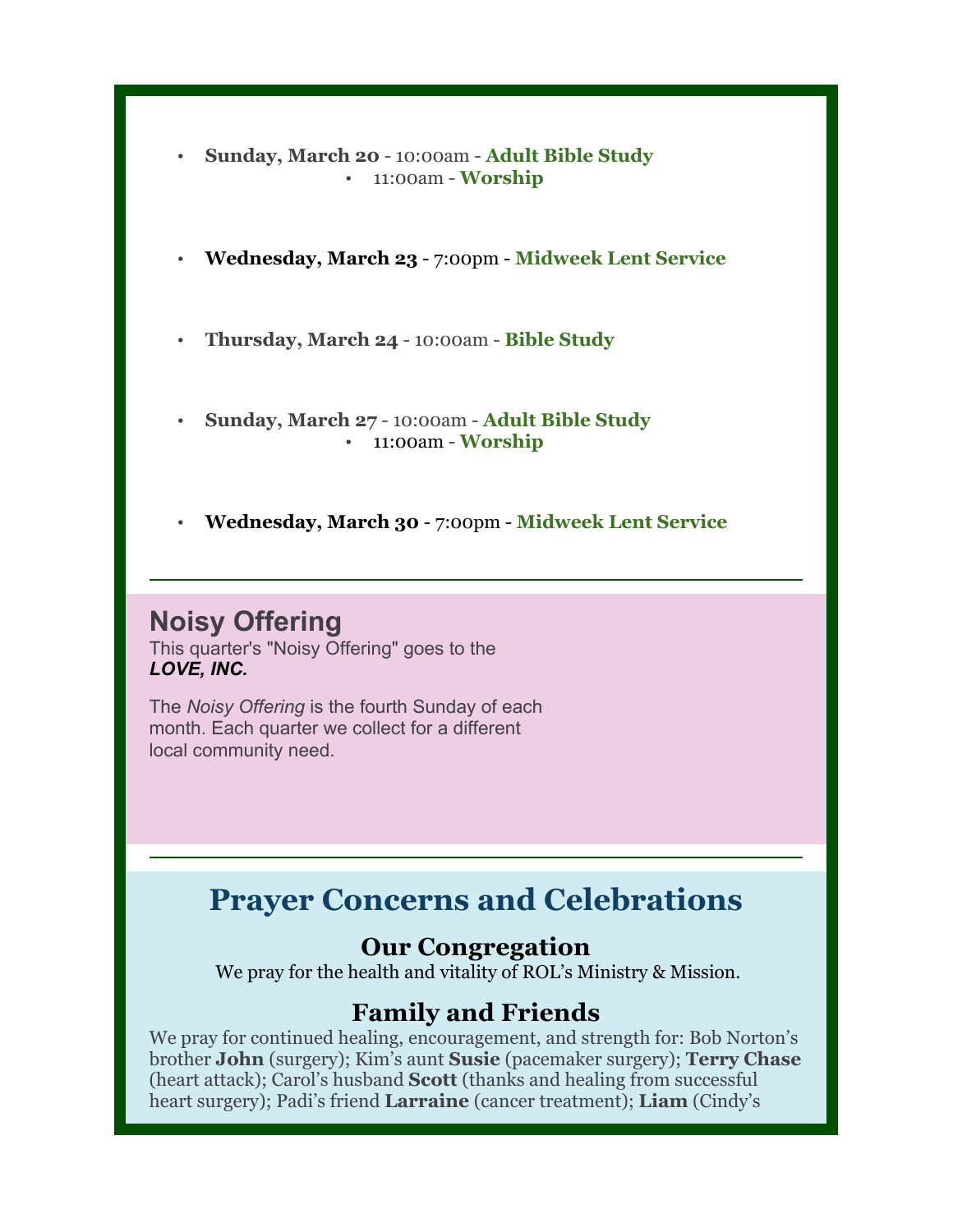- **Sunday, March 20** - 10:00am - **Adult Bible Study**
  - 11:00am - **Worship**

- **Wednesday, March 23** - 7:00pm - **Midweek Lent Service**

- **Thursday, March 24** - 10:00am - **Bible Study**

- **Sunday, March 27** - 10:00am - **Adult Bible Study**
  - 11:00am - **Worship**

- **Wednesday, March 30** - 7:00pm - **Midweek Lent Service**

---

## Noisy Offering

This quarter's "Noisy Offering" goes to the ***LOVE, INC.***

The *Noisy Offering* is the fourth Sunday of each month. Each quarter we collect for a different local community need.

---

# Prayer Concerns and Celebrations

### Our Congregation

We pray for the health and vitality of ROL's Ministry & Mission.

### Family and Friends

We pray for continued healing, encouragement, and strength for: Bob Norton's brother **John** (surgery); Kim's aunt **Susie** (pacemaker surgery); **Terry Chase** (heart attack); Carol's husband **Scott** (thanks and healing from successful heart surgery); Padi's friend **Larraine** (cancer treatment); **Liam** (Cindy's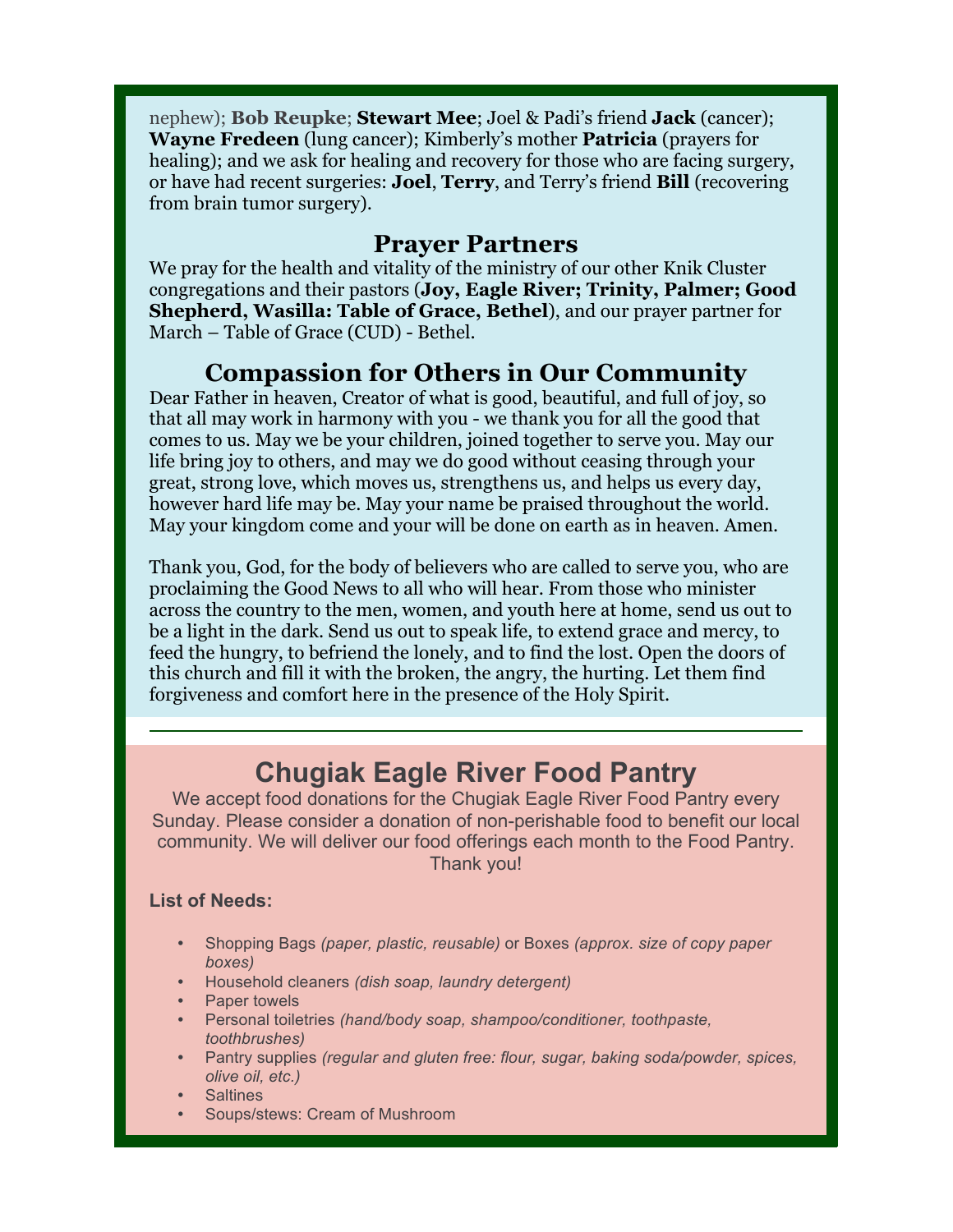nephew); **Bob Reupke**; **Stewart Mee**; Joel & Padi's friend **Jack** (cancer); **Wayne Fredeen** (lung cancer); Kimberly's mother **Patricia** (prayers for healing); and we ask for healing and recovery for those who are facing surgery, or have had recent surgeries: **Joel**, **Terry**, and Terry's friend **Bill** (recovering from brain tumor surgery).

## Prayer Partners

We pray for the health and vitality of the ministry of our other Knik Cluster congregations and their pastors (**Joy, Eagle River; Trinity, Palmer; Good Shepherd, Wasilla: Table of Grace, Bethel**), and our prayer partner for March – Table of Grace (CUD) - Bethel.

## Compassion for Others in Our Community

Dear Father in heaven, Creator of what is good, beautiful, and full of joy, so that all may work in harmony with you - we thank you for all the good that comes to us. May we be your children, joined together to serve you. May our life bring joy to others, and may we do good without ceasing through your great, strong love, which moves us, strengthens us, and helps us every day, however hard life may be. May your name be praised throughout the world. May your kingdom come and your will be done on earth as in heaven. Amen.

Thank you, God, for the body of believers who are called to serve you, who are proclaiming the Good News to all who will hear. From those who minister across the country to the men, women, and youth here at home, send us out to be a light in the dark. Send us out to speak life, to extend grace and mercy, to feed the hungry, to befriend the lonely, and to find the lost. Open the doors of this church and fill it with the broken, the angry, the hurting. Let them find forgiveness and comfort here in the presence of the Holy Spirit.

---

## Chugiak Eagle River Food Pantry

We accept food donations for the Chugiak Eagle River Food Pantry every Sunday. Please consider a donation of non-perishable food to benefit our local community. We will deliver our food offerings each month to the Food Pantry. Thank you!

**List of Needs:**

- Shopping Bags *(paper, plastic, reusable)* or Boxes *(approx. size of copy paper boxes)*
- Household cleaners *(dish soap, laundry detergent)*
- Paper towels
- Personal toiletries *(hand/body soap, shampoo/conditioner, toothpaste, toothbrushes)*
- Pantry supplies *(regular and gluten free: flour, sugar, baking soda/powder, spices, olive oil, etc.)*
- Saltines
- Soups/stews: Cream of Mushroom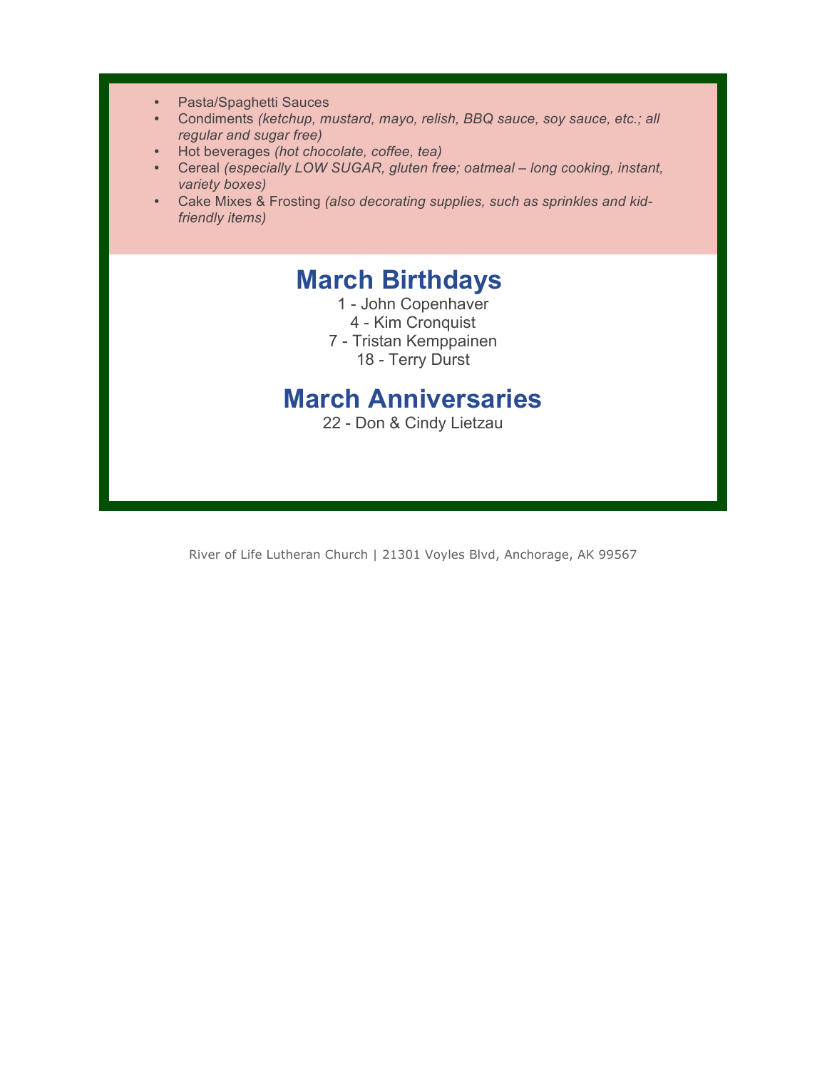- Pasta/Spaghetti Sauces
- Condiments *(ketchup, mustard, mayo, relish, BBQ sauce, soy sauce, etc.; all regular and sugar free)*
- Hot beverages *(hot chocolate, coffee, tea)*
- Cereal *(especially LOW SUGAR, gluten free; oatmeal – long cooking, instant, variety boxes)*
- Cake Mixes & Frosting *(also decorating supplies, such as sprinkles and kid-friendly items)*

## March Birthdays

1 - John Copenhaver
4 - Kim Cronquist
7 - Tristan Kemppainen
18 - Terry Durst

## March Anniversaries

22 - Don & Cindy Lietzau

River of Life Lutheran Church | 21301 Voyles Blvd, Anchorage, AK 99567